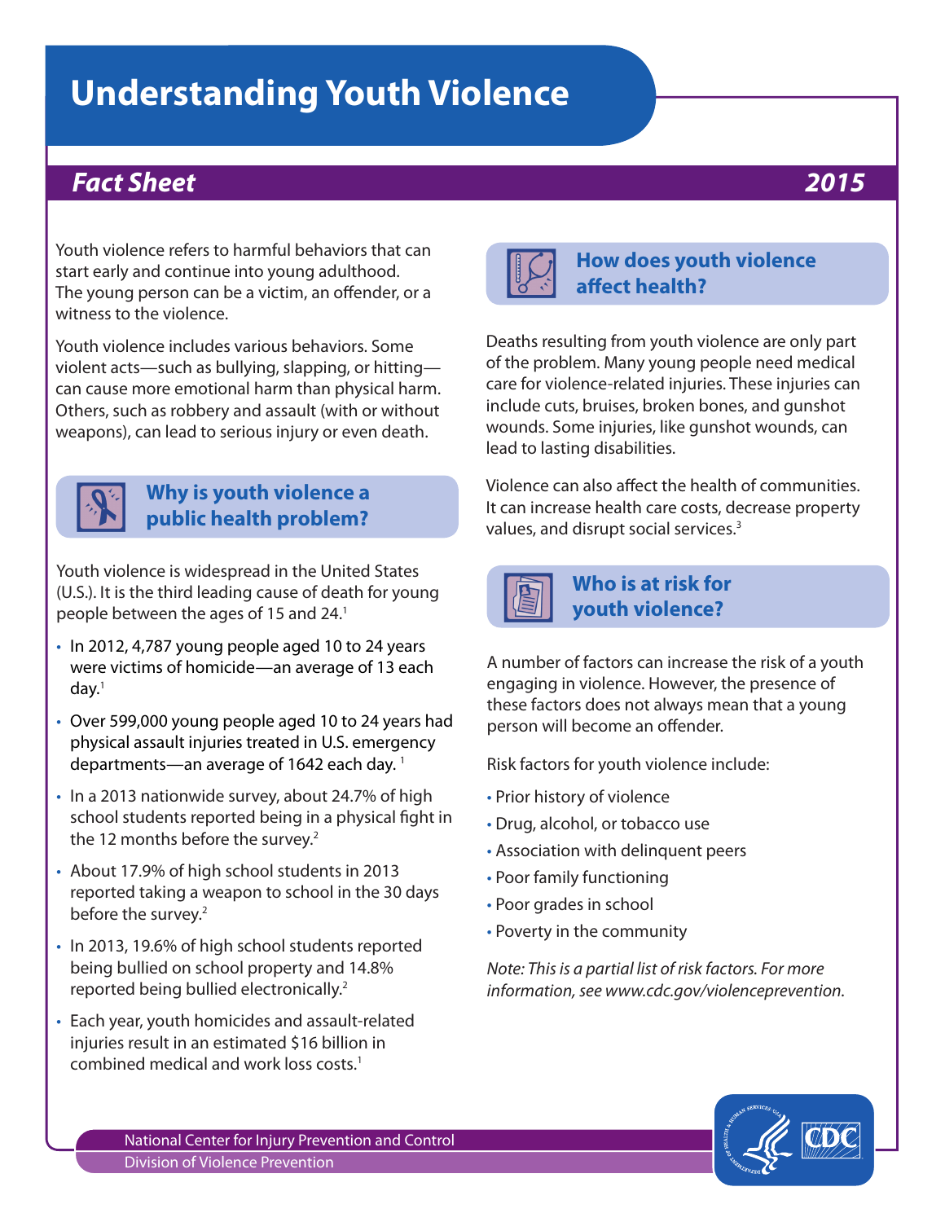# Understanding Youth Violence

## *Fact Sheet* 2015

Youth violence refers to harmful behaviors that can start early and continue into young adulthood. The young person can be a victim, an offender, or a witness to the violence.

Youth violence includes various behaviors. Some violent acts—such as bullying, slapping, or hitting—can cause more emotional harm than physical harm. Others, such as robbery and assault (with or without weapons), can lead to serious injury or even death.

### Why is youth violence a public health problem?

Youth violence is widespread in the United States (U.S.). It is the third leading cause of death for young people between the ages of 15 and 24.[1]

- In 2012, 4,787 young people aged 10 to 24 years were victims of homicide—an average of 13 each day.[1]
- Over 599,000 young people aged 10 to 24 years had physical assault injuries treated in U.S. emergency departments—an average of 1642 each day.[1]
- In a 2013 nationwide survey, about 24.7% of high school students reported being in a physical fight in the 12 months before the survey.[2]
- About 17.9% of high school students in 2013 reported taking a weapon to school in the 30 days before the survey.[2]
- In 2013, 19.6% of high school students reported being bullied on school property and 14.8% reported being bullied electronically.[2]
- Each year, youth homicides and assault-related injuries result in an estimated $16 billion in combined medical and work loss costs.[1]

### How does youth violence affect health?

Deaths resulting from youth violence are only part of the problem. Many young people need medical care for violence-related injuries. These injuries can include cuts, bruises, broken bones, and gunshot wounds. Some injuries, like gunshot wounds, can lead to lasting disabilities.

Violence can also affect the health of communities. It can increase health care costs, decrease property values, and disrupt social services.[3]

### Who is at risk for youth violence?

A number of factors can increase the risk of a youth engaging in violence. However, the presence of these factors does not always mean that a young person will become an offender.

Risk factors for youth violence include:

- Prior history of violence
- Drug, alcohol, or tobacco use
- Association with delinquent peers
- Poor family functioning
- Poor grades in school
- Poverty in the community

*Note: This is a partial list of risk factors. For more information, see www.cdc.gov/violenceprevention.*

National Center for Injury Prevention and Control
Division of Violence Prevention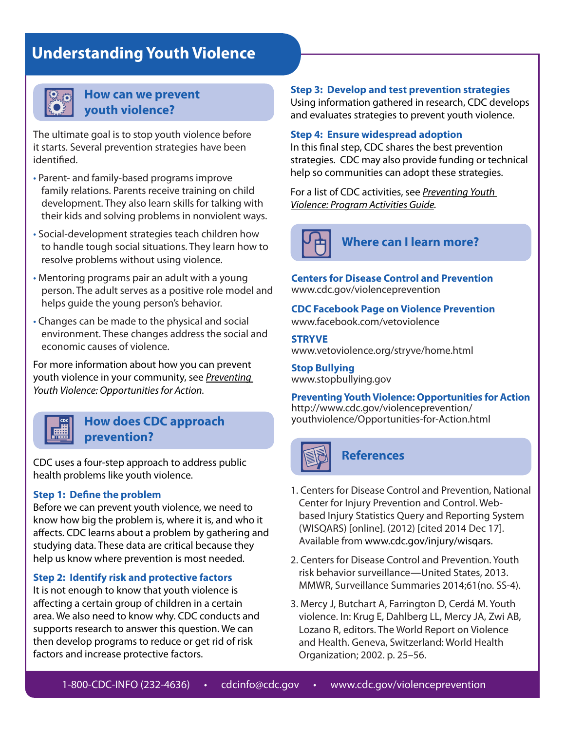# Understanding Youth Violence

## How can we prevent youth violence?

The ultimate goal is to stop youth violence before it starts. Several prevention strategies have been identified.

- Parent- and family-based programs improve family relations. Parents receive training on child development. They also learn skills for talking with their kids and solving problems in nonviolent ways.
- Social-development strategies teach children how to handle tough social situations. They learn how to resolve problems without using violence.
- Mentoring programs pair an adult with a young person. The adult serves as a positive role model and helps guide the young person's behavior.
- Changes can be made to the physical and social environment. These changes address the social and economic causes of violence.

For more information about how you can prevent youth violence in your community, see *Preventing Youth Violence: Opportunities for Action*.

## How does CDC approach prevention?

CDC uses a four-step approach to address public health problems like youth violence.

### Step 1: Define the problem

Before we can prevent youth violence, we need to know how big the problem is, where it is, and who it affects. CDC learns about a problem by gathering and studying data. These data are critical because they help us know where prevention is most needed.

### Step 2: Identify risk and protective factors

It is not enough to know that youth violence is affecting a certain group of children in a certain area. We also need to know why. CDC conducts and supports research to answer this question. We can then develop programs to reduce or get rid of risk factors and increase protective factors.

### Step 3: Develop and test prevention strategies

Using information gathered in research, CDC develops and evaluates strategies to prevent youth violence.

### Step 4: Ensure widespread adoption

In this final step, CDC shares the best prevention strategies. CDC may also provide funding or technical help so communities can adopt these strategies.

For a list of CDC activities, see *Preventing Youth Violence: Program Activities Guide*.

## Where can I learn more?

**Centers for Disease Control and Prevention**
www.cdc.gov/violenceprevention

**CDC Facebook Page on Violence Prevention**
www.facebook.com/vetoviolence

**STRYVE**
www.vetoviolence.org/stryve/home.html

**Stop Bullying**
www.stopbullying.gov

**Preventing Youth Violence: Opportunities for Action**
http://www.cdc.gov/violenceprevention/youthviolence/Opportunities-for-Action.html

## References

1. Centers for Disease Control and Prevention, National Center for Injury Prevention and Control. Web-based Injury Statistics Query and Reporting System (WISQARS) [online]. (2012) [cited 2014 Dec 17]. Available from www.cdc.gov/injury/wisqars.
2. Centers for Disease Control and Prevention. Youth risk behavior surveillance—United States, 2013. MMWR, Surveillance Summaries 2014;61(no. SS-4).
3. Mercy J, Butchart A, Farrington D, Cerdá M. Youth violence. In: Krug E, Dahlberg LL, Mercy JA, Zwi AB, Lozano R, editors. The World Report on Violence and Health. Geneva, Switzerland: World Health Organization; 2002. p. 25–56.

1-800-CDC-INFO (232-4636) • cdcinfo@cdc.gov • www.cdc.gov/violenceprevention